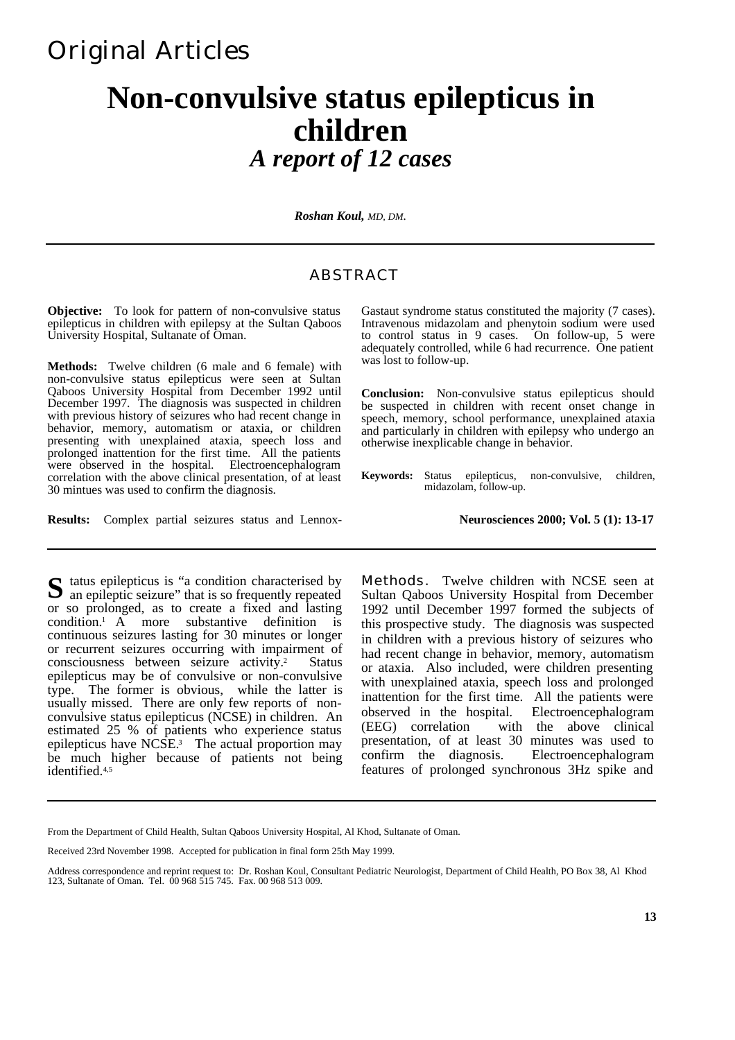Original Articles

# Non-convulsive status epilepticus in children

## *A report of 12 cases*

***Roshan Koul,*** *MD, DM.*

## ABSTRACT

**Objective:** To look for pattern of non-convulsive status epilepticus in children with epilepsy at the Sultan Qaboos University Hospital, Sultanate of Oman.

**Methods:** Twelve children (6 male and 6 female) with non-convulsive status epilepticus were seen at Sultan Qaboos University Hospital from December 1992 until December 1997. The diagnosis was suspected in children with previous history of seizures who had recent change in behavior, memory, automatism or ataxia, or children presenting with unexplained ataxia, speech loss and prolonged inattention for the first time. All the patients were observed in the hospital. Electroencephalogram correlation with the above clinical presentation, of at least 30 mintues was used to confirm the diagnosis.

**Results:** Complex partial seizures status and Lennox-Gastaut syndrome status constituted the majority (7 cases). Intravenous midazolam and phenytoin sodium were used to control status in 9 cases. On follow-up, 5 were adequately controlled, while 6 had recurrence. One patient was lost to follow-up.

**Conclusion:** Non-convulsive status epilepticus should be suspected in children with recent onset change in speech, memory, school performance, unexplained ataxia and particularly in children with epilepsy who undergo an otherwise inexplicable change in behavior.

**Keywords:** Status epilepticus, non-convulsive, children, midazolam, follow-up.

**Neurosciences 2000; Vol. 5 (1): 13-17**

Status epilepticus is "a condition characterised by an epileptic seizure" that is so frequently repeated or so prolonged, as to create a fixed and lasting condition.[1] A more substantive definition is continuous seizures lasting for 30 minutes or longer or recurrent seizures occurring with impairment of consciousness between seizure activity.[2] Status epilepticus may be of convulsive or non-convulsive type. The former is obvious, while the latter is usually missed. There are only few reports of non-convulsive status epilepticus (NCSE) in children. An estimated 25 % of patients who experience status epilepticus have NCSE.[3] The actual proportion may be much higher because of patients not being identified.[4,5]

**Methods.** Twelve children with NCSE seen at Sultan Qaboos University Hospital from December 1992 until December 1997 formed the subjects of this prospective study. The diagnosis was suspected in children with a previous history of seizures who had recent change in behavior, memory, automatism or ataxia. Also included, were children presenting with unexplained ataxia, speech loss and prolonged inattention for the first time. All the patients were observed in the hospital. Electroencephalogram (EEG) correlation with the above clinical presentation, of at least 30 minutes was used to confirm the diagnosis. Electroencephalogram features of prolonged synchronous 3Hz spike and

From the Department of Child Health, Sultan Qaboos University Hospital, Al Khod, Sultanate of Oman.

Received 23rd November 1998. Accepted for publication in final form 25th May 1999.

Address correspondence and reprint request to: Dr. Roshan Koul, Consultant Pediatric Neurologist, Department of Child Health, PO Box 38, Al Khod 123, Sultanate of Oman. Tel. 00 968 515 745. Fax. 00 968 513 009.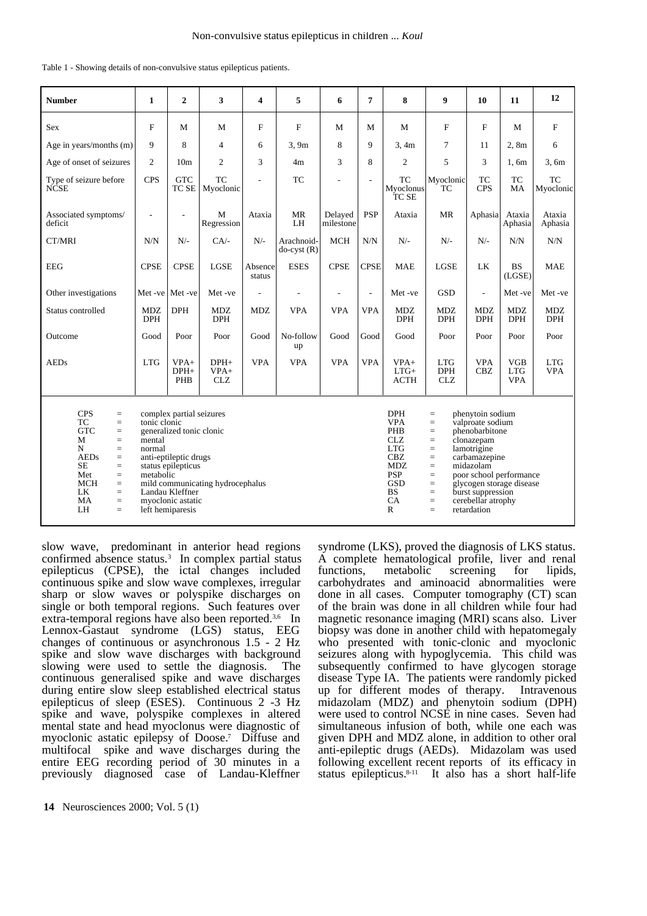Table 1 - Showing details of non-convulsive status epilepticus patients.

| Number | 1 | 2 | 3 | 4 | 5 | 6 | 7 | 8 | 9 | 10 | 11 | 12 |
|---|---|---|---|---|---|---|---|---|---|---|---|---|
| Sex | F | M | M | F | F | M | M | M | F | F | M | F |
| Age in years/months (m) | 9 | 8 | 4 | 6 | 3, 9m | 8 | 9 | 3, 4m | 7 | 11 | 2, 8m | 6 |
| Age of onset of seizures | 2 | 10m | 2 | 3 | 4m | 3 | 8 | 2 | 5 | 3 | 1, 6m | 3, 6m |
| Type of seizure before NCSE | CPS | GTC TC SE | TC Myoclonic | - | TC | - | - | TC Myoclonus TC SE | Myoclonic TC | TC CPS | TC MA | TC Myoclonic |
| Associated symptoms/ deficit | - | - | M Regression | Ataxia | MR LH | Delayed milestone | PSP | Ataxia | MR | Aphasia | Ataxia Aphasia | Ataxia Aphasia |
| CT/MRI | N/N | N/- | CA/- | N/- | Arachnoid-do-cyst (R) | MCH | N/N | N/- | N/- | N/- | N/N | N/N |
| EEG | CPSE | CPSE | LGSE | Absence status | ESES | CPSE | CPSE | MAE | LGSE | LK | BS (LGSE) | MAE |
| Other investigations | Met -ve | Met -ve | Met -ve | - | - | - | - | Met -ve | GSD | - | Met -ve | Met -ve |
| Status controlled | MDZ DPH | DPH | MDZ DPH | MDZ | VPA | VPA | VPA | MDZ DPH | MDZ DPH | MDZ DPH | MDZ DPH | MDZ DPH |
| Outcome | Good | Poor | Poor | Good | No-follow up | Good | Good | Good | Poor | Poor | Poor | Poor |
| AEDs | LTG | VPA+ DPH+ PHB | DPH+ VPA+ CLZ | VPA | VPA | VPA | VPA | VPA+ LTG+ ACTH | LTG DPH CLZ | VPA CBZ | VGB LTG VPA | LTG VPA |

CPS = complex partial seizures; TC = tonic clonic; GTC = generalized tonic clonic; M = mental; N = normal; AEDs = anti-epileptic drugs; SE = status epilepticus; Met = metabolic; MCH = mild communicating hydrocephalus; LK = Landau Kleffner; MA = myoclonic astatic; LH = left hemiparesis; DPH = phenytoin sodium; VPA = valproate sodium; PHB = phenobarbitone; CLZ = clonazepam; LTG = lamotrigine; CBZ = carbamazepine; MDZ = midazolam; PSP = poor school performance; GSD = glycogen storage disease; BS = burst suppression; CA = cerebellar atrophy; R = retardation

slow wave, predominant in anterior head regions confirmed absence status.[3] In complex partial status epilepticus (CPSE), the ictal changes included continuous spike and slow wave complexes, irregular sharp or slow waves or polyspike discharges on single or both temporal regions. Such features over extra-temporal regions have also been reported.[3,6] In Lennox-Gastaut syndrome (LGS) status, EEG changes of continuous or asynchronous 1.5 - 2 Hz spike and slow wave discharges with background slowing were used to settle the diagnosis. The continuous generalised spike and wave discharges during entire slow sleep established electrical status epilepticus of sleep (ESES). Continuous 2 -3 Hz spike and wave, polyspike complexes in altered mental state and head myoclonus were diagnostic of myoclonic astatic epilepsy of Doose.[7] Diffuse and multifocal spike and wave discharges during the entire EEG recording period of 30 minutes in a previously diagnosed case of Landau-Kleffner syndrome (LKS), proved the diagnosis of LKS status. A complete hematological profile, liver and renal functions, metabolic screening for lipids, carbohydrates and aminoacid abnormalities were done in all cases. Computer tomography (CT) scan of the brain was done in all children while four had magnetic resonance imaging (MRI) scans also. Liver biopsy was done in another child with hepatomegaly who presented with tonic-clonic and myoclonic seizures along with hypoglycemia. This child was subsequently confirmed to have glycogen storage disease Type IA. The patients were randomly picked up for different modes of therapy. Intravenous midazolam (MDZ) and phenytoin sodium (DPH) were used to control NCSE in nine cases. Seven had simultaneous infusion of both, while one each was given DPH and MDZ alone, in addition to other oral anti-epileptic drugs (AEDs). Midazolam was used following excellent recent reports of its efficacy in status epilepticus.[8-11] It also has a short half-life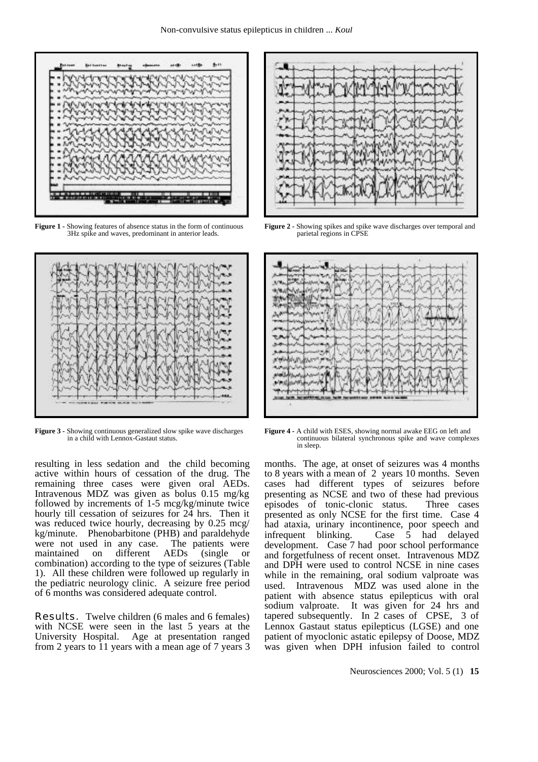**Figure 1** - Showing features of absence status in the form of continuous 3Hz spike and waves, predominant in anterior leads.

**Figure 2** - Showing spikes and spike wave discharges over temporal and parietal regions in CPSE

**Figure 3** - Showing continuous generalized slow spike wave discharges in a child with Lennox-Gastaut status.

**Figure 4** - A child with ESES, showing normal awake EEG on left and continuous bilateral synchronous spike and wave complexes in sleep.

resulting in less sedation and the child becoming active within hours of cessation of the drug. The remaining three cases were given oral AEDs. Intravenous MDZ was given as bolus 0.15 mg/kg followed by increments of 1-5 mcg/kg/minute twice hourly till cessation of seizures for 24 hrs. Then it was reduced twice hourly, decreasing by 0.25 mcg/kg/minute. Phenobarbitone (PHB) and paraldehyde were not used in any case. The patients were maintained on different AEDs (single or combination) according to the type of seizures (Table 1). All these children were followed up regularly in the pediatric neurology clinic. A seizure free period of 6 months was considered adequate control.

**Results.** Twelve children (6 males and 6 females) with NCSE were seen in the last 5 years at the University Hospital. Age at presentation ranged from 2 years to 11 years with a mean age of 7 years 3 months. The age, at onset of seizures was 4 months to 8 years with a mean of 2 years 10 months. Seven cases had different types of seizures before presenting as NCSE and two of these had previous episodes of tonic-clonic status. Three cases presented as only NCSE for the first time. Case 4 had ataxia, urinary incontinence, poor speech and infrequent blinking. Case 5 had delayed development. Case 7 had poor school performance and forgetfulness of recent onset. Intravenous MDZ and DPH were used to control NCSE in nine cases while in the remaining, oral sodium valproate was used. Intravenous MDZ was used alone in the patient with absence status epilepticus with oral sodium valproate. It was given for 24 hrs and tapered subsequently. In 2 cases of CPSE, 3 of Lennox Gastaut status epilepticus (LGSE) and one patient of myoclonic astatic epilepsy of Doose, MDZ was given when DPH infusion failed to control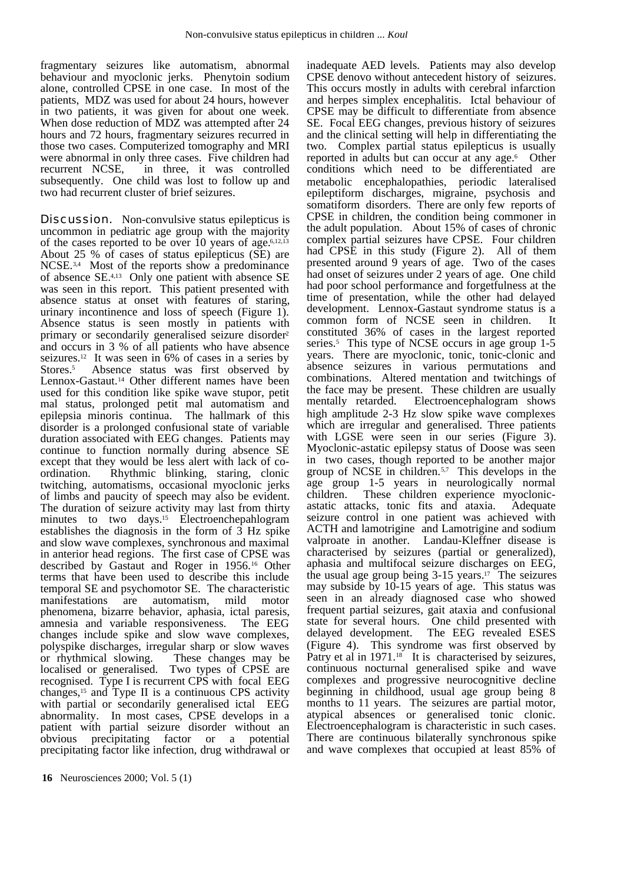fragmentary seizures like automatism, abnormal behaviour and myoclonic jerks. Phenytoin sodium alone, controlled CPSE in one case. In most of the patients, MDZ was used for about 24 hours, however in two patients, it was given for about one week. When dose reduction of MDZ was attempted after 24 hours and 72 hours, fragmentary seizures recurred in those two cases. Computerized tomography and MRI were abnormal in only three cases. Five children had recurrent NCSE, in three, it was controlled subsequently. One child was lost to follow up and two had recurrent cluster of brief seizures.

## Discussion.

Non-convulsive status epilepticus is uncommon in pediatric age group with the majority of the cases reported to be over 10 years of age.[6,12,13] About 25 % of cases of status epilepticus (SE) are NCSE.[3,4] Most of the reports show a predominance of absence SE.[4,13] Only one patient with absence SE was seen in this report. This patient presented with absence status at onset with features of staring, urinary incontinence and loss of speech (Figure 1). Absence status is seen mostly in patients with primary or secondarily generalised seizure disorder[2] and occurs in 3 % of all patients who have absence seizures.[12] It was seen in 6% of cases in a series by Stores.[5] Absence status was first observed by Lennox-Gastaut.[14] Other different names have been used for this condition like spike wave stupor, petit mal status, prolonged petit mal automatism and epilepsia minoris continua. The hallmark of this disorder is a prolonged confusional state of variable duration associated with EEG changes. Patients may continue to function normally during absence SE except that they would be less alert with lack of co-ordination. Rhythmic blinking, staring, clonic twitching, automatisms, occasional myoclonic jerks of limbs and paucity of speech may also be evident. The duration of seizure activity may last from thirty minutes to two days.[15] Electroenchepahlogram establishes the diagnosis in the form of 3 Hz spike and slow wave complexes, synchronous and maximal in anterior head regions. The first case of CPSE was described by Gastaut and Roger in 1956.[16] Other terms that have been used to describe this include temporal SE and psychomotor SE. The characteristic manifestations are automatism, mild motor phenomena, bizarre behavior, aphasia, ictal paresis, amnesia and variable responsiveness. The EEG changes include spike and slow wave complexes, polyspike discharges, irregular sharp or slow waves or rhythmical slowing. These changes may be localised or generalised. Two types of CPSE are recognised. Type I is recurrent CPS with focal EEG changes,[15] and Type II is a continuous CPS activity with partial or secondarily generalised ictal EEG abnormality. In most cases, CPSE develops in a patient with partial seizure disorder without an obvious precipitating factor or a potential precipitating factor like infection, drug withdrawal or inadequate AED levels. Patients may also develop CPSE denovo without antecedent history of seizures. This occurs mostly in adults with cerebral infarction and herpes simplex encephalitis. Ictal behaviour of CPSE may be difficult to differentiate from absence SE. Focal EEG changes, previous history of seizures and the clinical setting will help in differentiating the two. Complex partial status epilepticus is usually reported in adults but can occur at any age.[6] Other conditions which need to be differentiated are metabolic encephalopathies, periodic lateralised epileptiform discharges, migraine, psychosis and somatiform disorders. There are only few reports of CPSE in children, the condition being commoner in the adult population. About 15% of cases of chronic complex partial seizures have CPSE. Four children had CPSE in this study (Figure 2). All of them presented around 9 years of age. Two of the cases had onset of seizures under 2 years of age. One child had poor school performance and forgetfulness at the time of presentation, while the other had delayed development. Lennox-Gastaut syndrome status is a common form of NCSE seen in children. It constituted 36% of cases in the largest reported series.[5] This type of NCSE occurs in age group 1-5 years. There are myoclonic, tonic, tonic-clonic and absence seizures in various permutations and combinations. Altered mentation and twitchings of the face may be present. These children are usually mentally retarded. Electroencephalogram shows high amplitude 2-3 Hz slow spike wave complexes which are irregular and generalised. Three patients with LGSE were seen in our series (Figure 3). Myoclonic-astatic epilepsy status of Doose was seen in two cases, though reported to be another major group of NCSE in children.[5,7] This develops in the age group 1-5 years in neurologically normal children. These children experience myoclonic-astatic attacks, tonic fits and ataxia. Adequate seizure control in one patient was achieved with ACTH and lamotrigine and Lamotrigine and sodium valproate in another. Landau-Kleffner disease is characterised by seizures (partial or generalized), aphasia and multifocal seizure discharges on EEG, the usual age group being 3-15 years.[17] The seizures may subside by 10-15 years of age. This status was seen in an already diagnosed case who showed frequent partial seizures, gait ataxia and confusional state for several hours. One child presented with delayed development. The EEG revealed ESES (Figure 4). This syndrome was first observed by Patry et al in 1971.[18] It is characterised by seizures, continuous nocturnal generalised spike and wave complexes and progressive neurocognitive decline beginning in childhood, usual age group being 8 months to 11 years. The seizures are partial motor, atypical absences or generalised tonic clonic. Electroencephalogram is characteristic in such cases. There are continuous bilaterally synchronous spike and wave complexes that occupied at least 85% of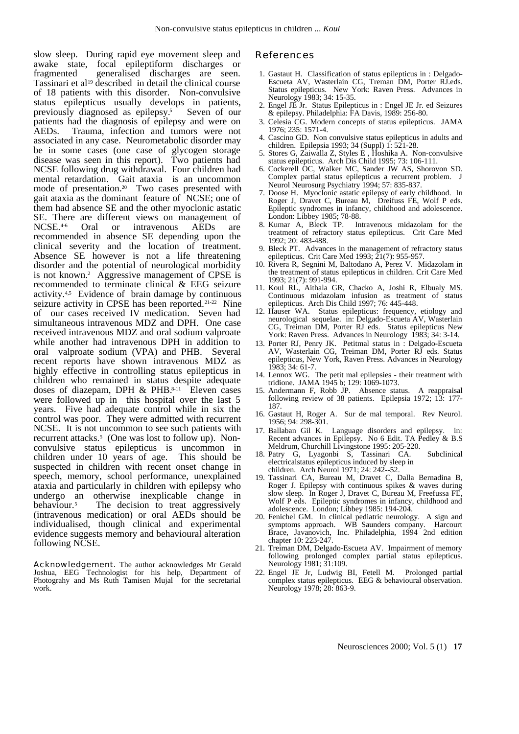slow sleep. During rapid eye movement sleep and awake state, focal epileptiform discharges or fragmented generalised discharges are seen. Tassinari et al[19] described in detail the clinical course of 18 patients with this disorder. Non-convulsive status epilepticus usually develops in patients, previously diagnosed as epilepsy.[5] Seven of our patients had the diagnosis of epilepsy and were on AEDs. Trauma, infection and tumors were not associated in any case. Neurometabolic disorder may be in some cases (one case of glycogen storage disease was seen in this report). Two patients had NCSE following drug withdrawal. Four children had mental retardation. Gait ataxia is an uncommon mode of presentation.[20] Two cases presented with gait ataxia as the dominant feature of NCSE; one of them had absence SE and the other myoclonic astatic SE. There are different views on management of NCSE.[4-6] Oral or intravenous AEDs are recommended in absence SE depending upon the clinical severity and the location of treatment. Absence SE however is not a life threatening disorder and the potential of neurological morbidity is not known.[2] Aggressive management of CPSE is recommended to terminate clinical & EEG seizure activity.[4,5] Evidence of brain damage by continuous seizure activity in CPSE has been reported.[21-22] Nine of our cases received IV medication. Seven had simultaneous intravenous MDZ and DPH. One case received intravenous MDZ and oral sodium valproate while another had intravenous DPH in addition to oral valproate sodium (VPA) and PHB. Several recent reports have shown intravenous MDZ as highly effective in controlling status epilepticus in children who remained in status despite adequate doses of diazepam, DPH & PHB.[8-11] Eleven cases were followed up in this hospital over the last 5 years. Five had adequate control while in six the control was poor. They were admitted with recurrent NCSE. It is not uncommon to see such patients with recurrent attacks.[5] (One was lost to follow up). Non-convulsive status epilepticus is uncommon in children under 10 years of age. This should be suspected in children with recent onset change in speech, memory, school performance, unexplained ataxia and particularly in children with epilepsy who undergo an otherwise inexplicable change in behaviour.[5] The decision to treat aggressively (intravenous medication) or oral AEDs should be individualised, though clinical and experimental evidence suggests memory and behavioural alteration following NCSE.

**Acknowledgement.** The author acknowledges Mr Gerald Joshua, EEG Technologist for his help, Department of Photograhy and Ms Ruth Tamisen Mujal for the secretarial work.

## References

1. Gastaut H. Classification of status epilepticus in : Delgado-Escueta AV, Wasterlain CG, Treman DM, Porter RJ.eds. Status epilepticus. New York: Raven Press. Advances in Neurology 1983; 34: 15-35.
2. Engel JE Jr. Status Epilepticus in : Engel JE Jr. ed Seizures & epilepsy. Philadelphia: FA Davis, 1989: 256-80.
3. Celesia CG. Modern concepts of status epilepticus. JAMA 1976; 235: 1571-4.
4. Cascino GD. Non convulsive status epilepticus in adults and children. Epilepsia 1993; 34 (Suppl) 1: 521-28.
5. Stores G, Zaiwalla Z, Styles E , Hoshika A. Non-convulsive status epilepticus. Arch Dis Child 1995; 73: 106-111.
6. Cockerell OC, Walker MC, Sander JW AS, Shorovon SD. Complex partial status epilepticus a recurrent problem. J Neurol Neurosurg Psychiatry 1994; 57: 835-837.
7. Doose H. Myoclonic astatic epilepsy of early childhood. In Roger J, Dravet C, Bureau M, Dreifuss FE, Wolf P eds. Epileptic syndromes in infancy, childhood and adolescence. London: Libbey 1985; 78-88.
8. Kumar A, Bleck TP. Intravenous midazolam for the treatment of refractory status epilepticus. Crit Care Med 1992; 20: 483-488.
9. Bleck PT. Advances in the management of refractory status epilepticus. Crit Care Med 1993; 21(7): 955-957.
10. Rivera R, Segnini M, Baltodano A, Perez V. Midazolam in the treatment of status epilepticus in children. Crit Care Med 1993; 21(7): 991-994.
11. Koul RL, Aithala GR, Chacko A, Joshi R, Elbualy MS. Continuous midazolam infusion as treatment of status epilepticus. Arch Dis Child 1997; 76: 445-448.
12. Hauser WA. Status epilepticus: frequency, etiology and neurological sequelae. in: Delgado-Escueta AV, Wasterlain CG, Treiman DM, Porter RJ eds. Status epilepticus New York: Raven Press. Advances in Neurology 1983; 34: 3-14.
13. Porter RJ, Penry JK. Petitmal status in : Delgado-Escueta AV, Wasterlain CG, Treiman DM, Porter RJ eds. Status epilepticus, New York, Raven Press. Advances in Neurology 1983; 34: 61-7.
14. Lennox WG. The petit mal epilepsies - their treatment with tridione. JAMA 1945 b; 129: 1069-1073.
15. Andermann F, Robb JP. Absence status. A reappraisal following review of 38 patients. Epilepsia 1972; 13: 177-187.
16. Gastaut H, Roger A. Sur de mal temporal. Rev Neurol. 1956; 94: 298-301.
17. Ballaban Gil K. Language disorders and epilepsy. in: Recent advances in Epilepsy. No 6 Edit. TA Pedley & B.S Meldrum, Churchill Livingstone 1995: 205-220.
18. Patry G, Lyagonbi S, Tassinari CA. Subclinical electricalstatus epilepticus induced by sleep in children. Arch Neurol 1971; 24: 242--52.
19. Tassinari CA, Bureau M, Dravet C, Dalla Bernadina B, Roger J. Epilepsy with continuous spikes & waves during slow sleep. In Roger J, Dravet C, Bureau M, Freefussa FE, Wolf P eds. Epileptic syndromes in infancy, childhood and adolescence. London; Libbey 1985: 194-204.
20. Fenichel GM. In clinical pediatric neurology. A sign and symptoms approach. WB Saunders company. Harcourt Brace, Javanovich, Inc. Philadelphia, 1994 2nd edition chapter 10: 223-247.
21. Treiman DM, Delgado-Escueta AV. Impairment of memory following prolonged complex partial status epilepticus. Neurology 1981; 31:109.
22. Engel JE Jr, Ludwig BI, Fetell M. Prolonged partial complex status epilepticus. EEG & behavioural observation. Neurology 1978; 28: 863-9.